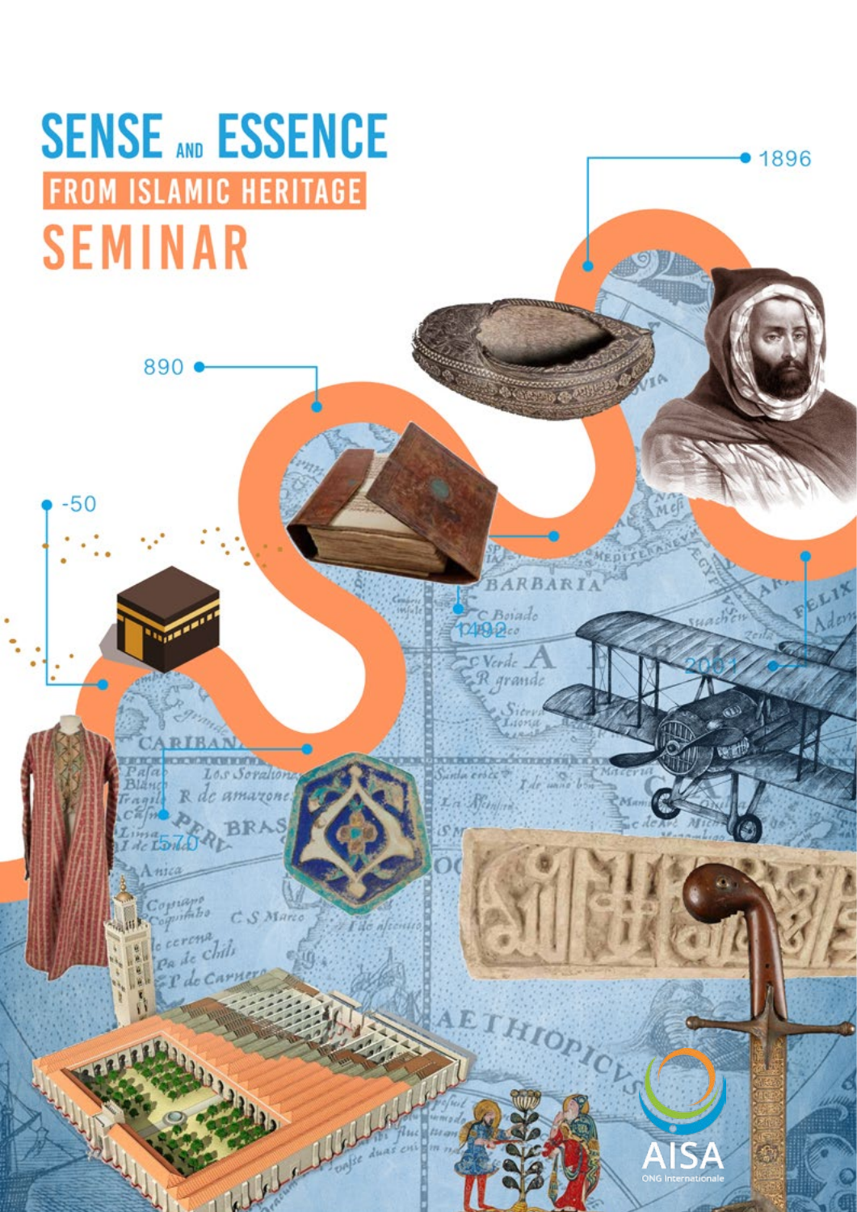# SENSE AND ESSENCE

## FROM ISLAMIC HERITAGE

# SEMINAR

1896

890

-50

1492

2001

570

AISA

ONG Internationale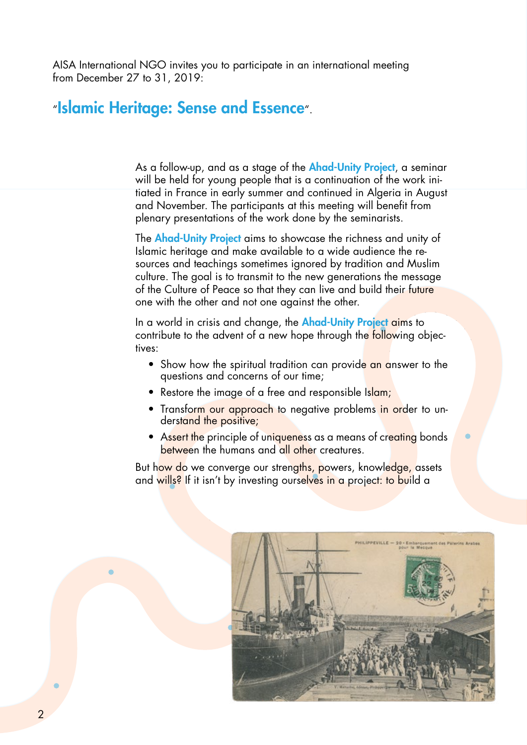AISA International NGO invites you to participate in an international meeting from December 27 to 31, 2019:

## "Islamic Heritage: Sense and Essence".

As a follow-up, and as a stage of the **Ahad-Unity Project**, a seminar will be held for young people that is a continuation of the work initiated in France in early summer and continued in Algeria in August and November. The participants at this meeting will benefit from plenary presentations of the work done by the seminarists.

The **Ahad-Unity Project** aims to showcase the richness and unity of Islamic heritage and make available to a wide audience the resources and teachings sometimes ignored by tradition and Muslim culture. The goal is to transmit to the new generations the message of the Culture of Peace so that they can live and build their future one with the other and not one against the other.

In a world in crisis and change, the **Ahad-Unity Project** aims to contribute to the advent of a new hope through the following objectives:

- Show how the spiritual tradition can provide an answer to the questions and concerns of our time;
- Restore the image of a free and responsible Islam;
- Transform our approach to negative problems in order to understand the positive;
- Assert the principle of uniqueness as a means of creating bonds between the humans and all other creatures.

But how do we converge our strengths, powers, knowledge, assets and wills? If it isn't by investing ourselves in a project: to build a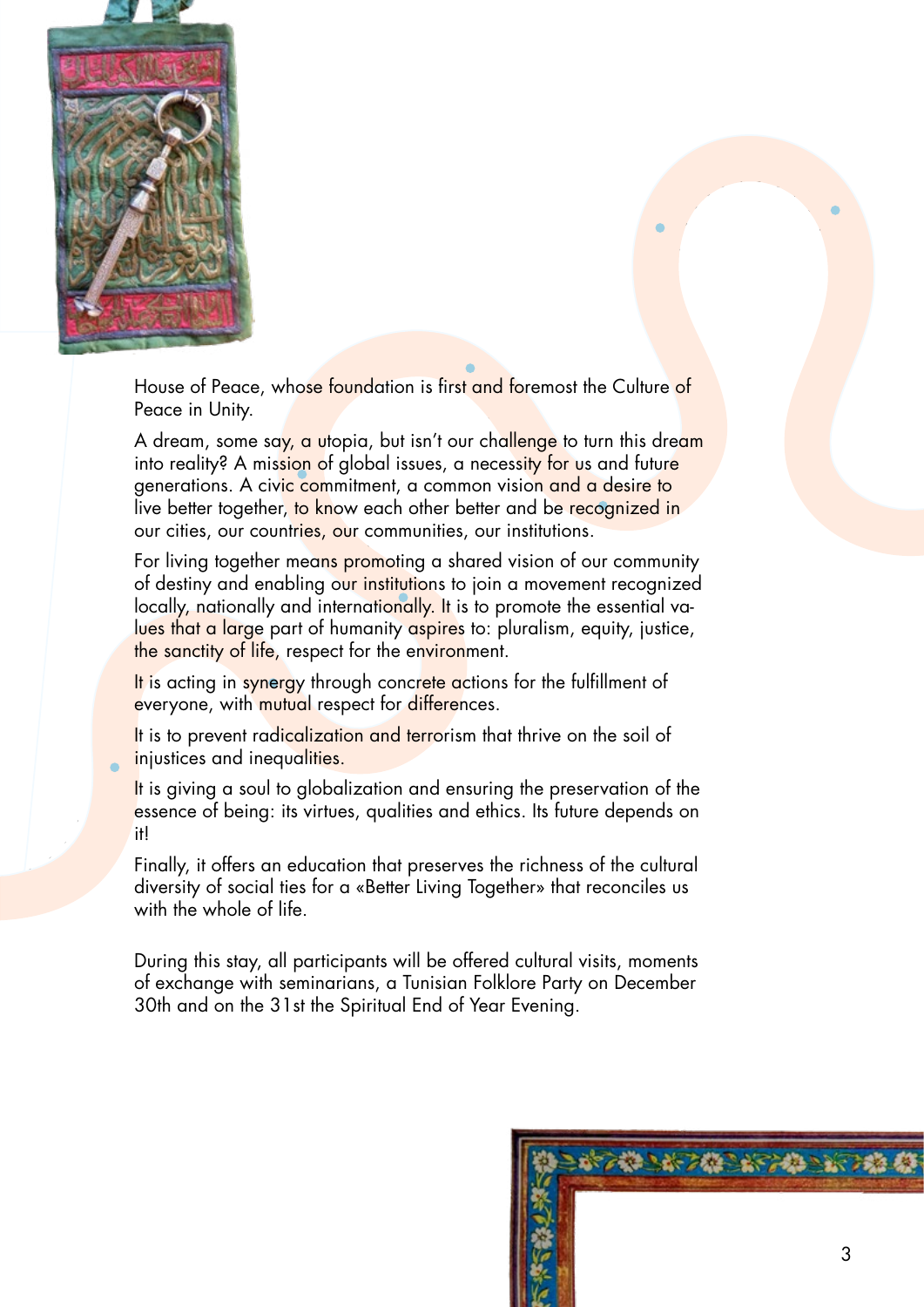House of Peace, whose foundation is first and foremost the Culture of Peace in Unity.

A dream, some say, a utopia, but isn't our challenge to turn this dream into reality? A mission of global issues, a necessity for us and future generations. A civic commitment, a common vision and a desire to live better together, to know each other better and be recognized in our cities, our countries, our communities, our institutions.

For living together means promoting a shared vision of our community of destiny and enabling our institutions to join a movement recognized locally, nationally and internationally. It is to promote the essential values that a large part of humanity aspires to: pluralism, equity, justice, the sanctity of life, respect for the environment.

It is acting in synergy through concrete actions for the fulfillment of everyone, with mutual respect for differences.

It is to prevent radicalization and terrorism that thrive on the soil of injustices and inequalities.

It is giving a soul to globalization and ensuring the preservation of the essence of being: its virtues, qualities and ethics. Its future depends on it!

Finally, it offers an education that preserves the richness of the cultural diversity of social ties for a «Better Living Together» that reconciles us with the whole of life.

During this stay, all participants will be offered cultural visits, moments of exchange with seminarians, a Tunisian Folklore Party on December 30th and on the 31st the Spiritual End of Year Evening.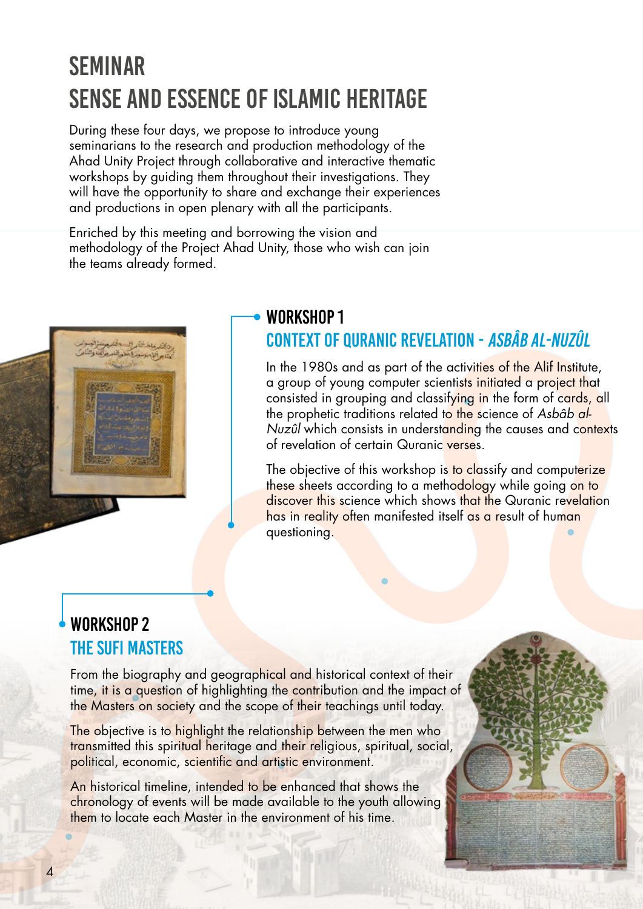# SEMINAR

# SENSE AND ESSENCE OF ISLAMIC HERITAGE

During these four days, we propose to introduce young seminarians to the research and production methodology of the Ahad Unity Project through collaborative and interactive thematic workshops by guiding them throughout their investigations. They will have the opportunity to share and exchange their experiences and productions in open plenary with all the participants.

Enriched by this meeting and borrowing the vision and methodology of the Project Ahad Unity, those who wish can join the teams already formed.

## WORKSHOP 1

### CONTEXT OF QURANIC REVELATION - *ASBÂB AL-NUZÛL*

In the 1980s and as part of the activities of the Alif Institute, a group of young computer scientists initiated a project that consisted in grouping and classifying in the form of cards, all the prophetic traditions related to the science of *Asbâb al-Nuzûl* which consists in understanding the causes and contexts of revelation of certain Quranic verses.

The objective of this workshop is to classify and computerize these sheets according to a methodology while going on to discover this science which shows that the Quranic revelation has in reality often manifested itself as a result of human questioning.

## WORKSHOP 2

### THE SUFI MASTERS

From the biography and geographical and historical context of their time, it is a question of highlighting the contribution and the impact of the Masters on society and the scope of their teachings until today.

The objective is to highlight the relationship between the men who transmitted this spiritual heritage and their religious, spiritual, social, political, economic, scientific and artistic environment.

An historical timeline, intended to be enhanced that shows the chronology of events will be made available to the youth allowing them to locate each Master in the environment of his time.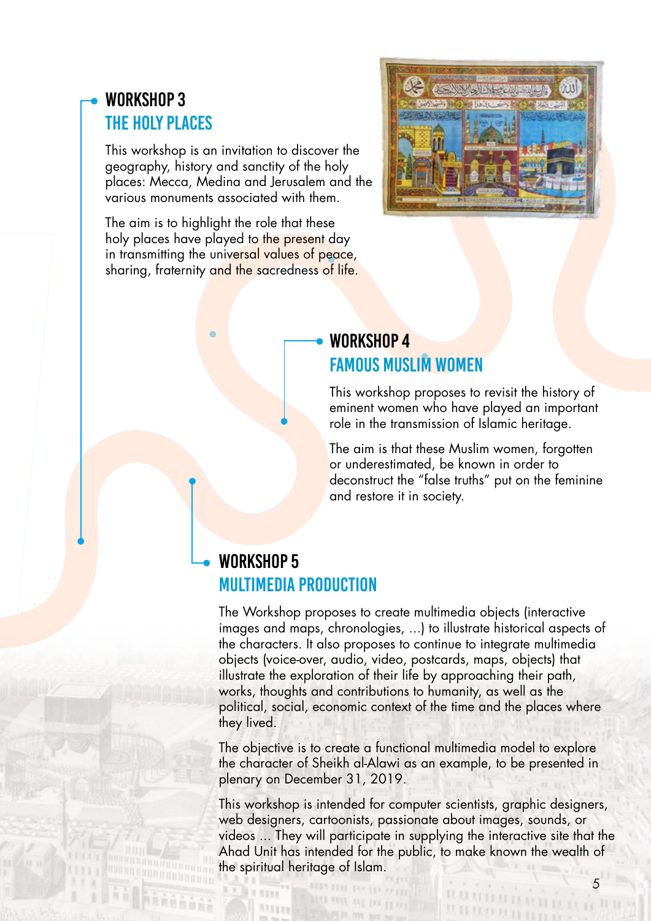## WORKSHOP 3
### THE HOLY PLACES

This workshop is an invitation to discover the geography, history and sanctity of the holy places: Mecca, Medina and Jerusalem and the various monuments associated with them.

The aim is to highlight the role that these holy places have played to the present day in transmitting the universal values of peace, sharing, fraternity and the sacredness of life.

## WORKSHOP 4
### FAMOUS MUSLIM WOMEN

This workshop proposes to revisit the history of eminent women who have played an important role in the transmission of Islamic heritage.

The aim is that these Muslim women, forgotten or underestimated, be known in order to deconstruct the "false truths" put on the feminine and restore it in society.

## WORKSHOP 5
### MULTIMEDIA PRODUCTION

The Workshop proposes to create multimedia objects (interactive images and maps, chronologies, ...) to illustrate historical aspects of the characters. It also proposes to continue to integrate multimedia objects (voice-over, audio, video, postcards, maps, objects) that illustrate the exploration of their life by approaching their path, works, thoughts and contributions to humanity, as well as the political, social, economic context of the time and the places where they lived.

The objective is to create a functional multimedia model to explore the character of Sheikh al-Alawi as an example, to be presented in plenary on December 31, 2019.

This workshop is intended for computer scientists, graphic designers, web designers, cartoonists, passionate about images, sounds, or videos ... They will participate in supplying the interactive site that the Ahad Unit has intended for the public, to make known the wealth of the spiritual heritage of Islam.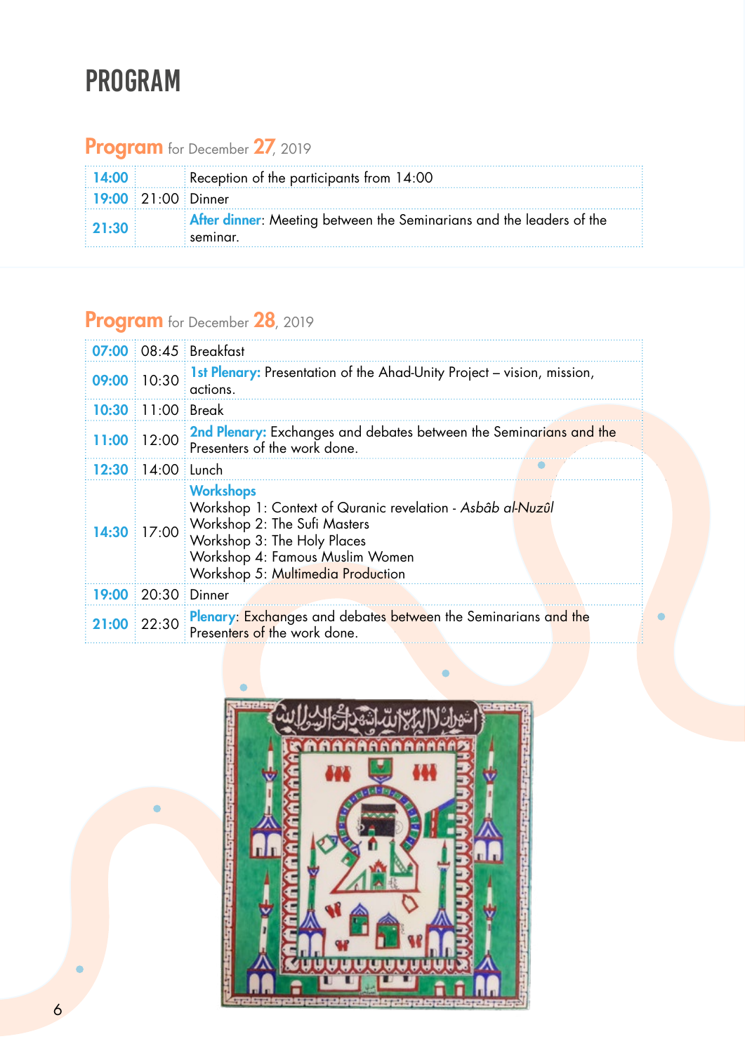# PROGRAM

## Program for December 27, 2019

| | | |
|---|---|---|
| 14:00 | | Reception of the participants from 14:00 |
| 19:00 | 21:00 | Dinner |
| 21:30 | | **After dinner**: Meeting between the Seminarians and the leaders of the seminar. |

## Program for December 28, 2019

| | | |
|---|---|---|
| 07:00 | 08:45 | Breakfast |
| 09:00 | 10:30 | **1st Plenary:** Presentation of the Ahad-Unity Project – vision, mission, actions. |
| 10:30 | 11:00 | Break |
| 11:00 | 12:00 | **2nd Plenary:** Exchanges and debates between the Seminarians and the Presenters of the work done. |
| 12:30 | 14:00 | Lunch |
| 14:30 | 17:00 | **Workshops**<br>Workshop 1: Context of Quranic revelation - *Asbâb al-Nuzûl*<br>Workshop 2: The Sufi Masters<br>Workshop 3: The Holy Places<br>Workshop 4: Famous Muslim Women<br>Workshop 5: Multimedia Production |
| 19:00 | 20:30 | Dinner |
| 21:00 | 22:30 | **Plenary**: Exchanges and debates between the Seminarians and the Presenters of the work done. |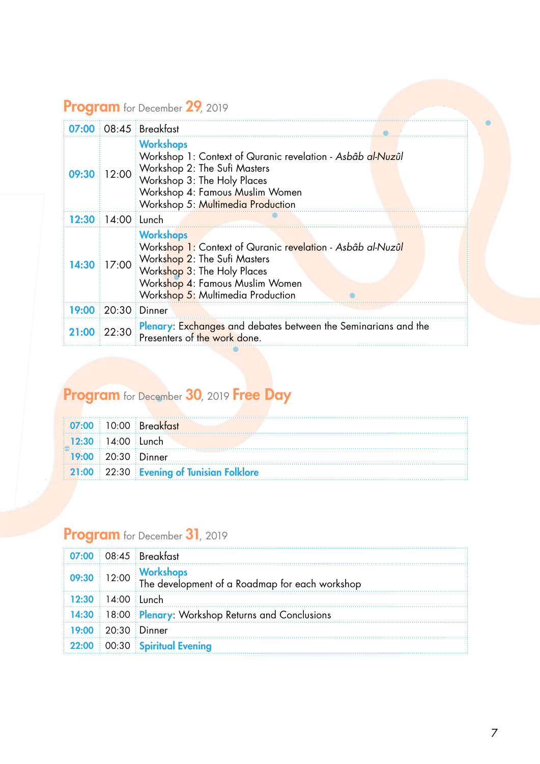## Program for December 29, 2019

| | | |
|---|---|---|
| 07:00 | 08:45 | Breakfast |
| 09:30 | 12:00 | **Workshops**<br>Workshop 1: Context of Quranic revelation - *Asbâb al-Nuzûl*<br>Workshop 2: The Sufi Masters<br>Workshop 3: The Holy Places<br>Workshop 4: Famous Muslim Women<br>Workshop 5: Multimedia Production |
| 12:30 | 14:00 | Lunch |
| 14:30 | 17:00 | **Workshops**<br>Workshop 1: Context of Quranic revelation - *Asbâb al-Nuzûl*<br>Workshop 2: The Sufi Masters<br>Workshop 3: The Holy Places<br>Workshop 4: Famous Muslim Women<br>Workshop 5: Multimedia Production |
| 19:00 | 20:30 | Dinner |
| 21:00 | 22:30 | **Plenary**: Exchanges and debates between the Seminarians and the Presenters of the work done. |

## Program for December 30, 2019 Free Day

| | | |
|---|---|---|
| 07:00 | 10:00 | Breakfast |
| 12:30 | 14:00 | Lunch |
| 19:00 | 20:30 | Dinner |
| 21:00 | 22:30 | **Evening of Tunisian Folklore** |

## Program for December 31, 2019

| | | |
|---|---|---|
| 07:00 | 08:45 | Breakfast |
| 09:30 | 12:00 | **Workshops**<br>The development of a Roadmap for each workshop |
| 12:30 | 14:00 | Lunch |
| 14:30 | 18:00 | **Plenary**: Workshop Returns and Conclusions |
| 19:00 | 20:30 | Dinner |
| 22:00 | 00:30 | **Spiritual Evening** |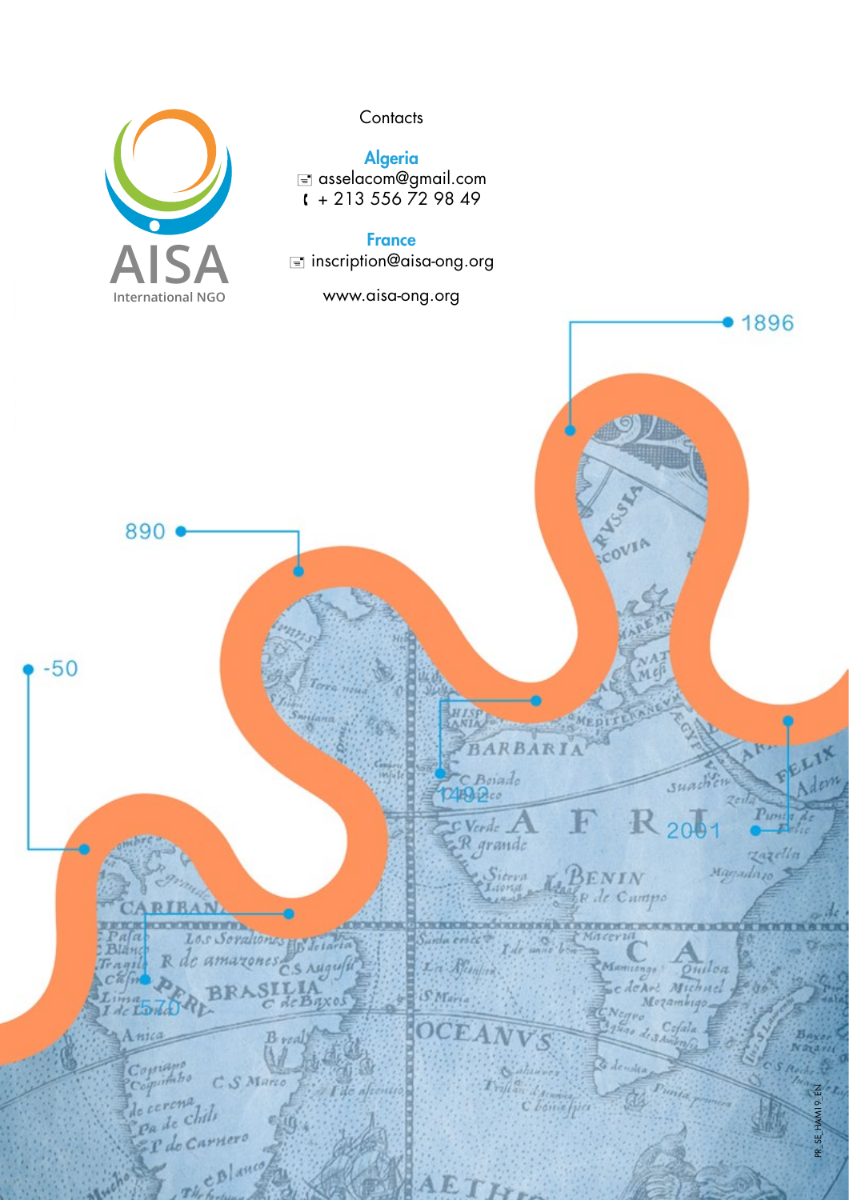AISA
International NGO

Contacts

**Algeria**
asselacom@gmail.com
+ 213 556 72 98 49

**France**
inscription@aisa-ong.org

www.aisa-ong.org

1896

890

-50

1492

2001

570

PR_SE_HAM19_EN